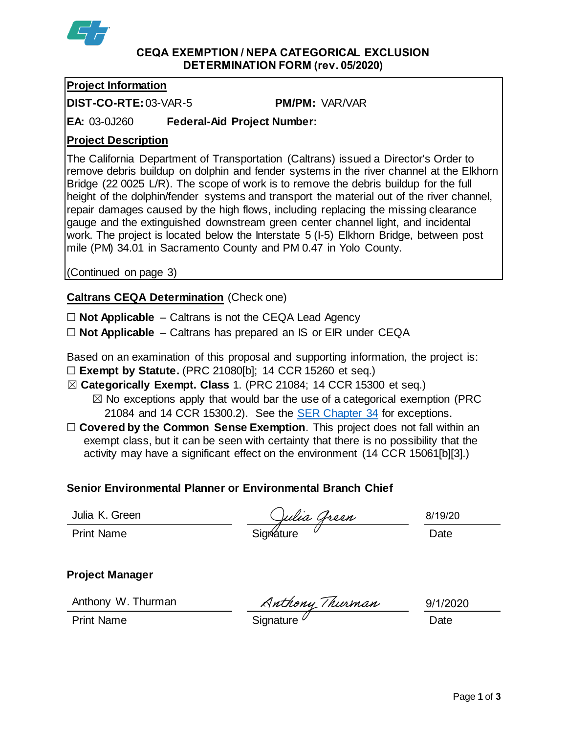# CEQA EXEMPTION / NEPA CATEGORICAL EXCLUSION DETERMINATION FORM (rev. 05/2020)

**Project Information**

**DIST-CO-RTE:** 03-VAR-5 **PM/PM:** VAR/VAR

**EA:** 03-0J260 **Federal-Aid Project Number:**

**Project Description**

The California Department of Transportation (Caltrans) issued a Director's Order to remove debris buildup on dolphin and fender systems in the river channel at the Elkhorn Bridge (22 0025 L/R). The scope of work is to remove the debris buildup for the full height of the dolphin/fender systems and transport the material out of the river channel, repair damages caused by the high flows, including replacing the missing clearance gauge and the extinguished downstream green center channel light, and incidental work. The project is located below the Interstate 5 (I-5) Elkhorn Bridge, between post mile (PM) 34.01 in Sacramento County and PM 0.47 in Yolo County.

(Continued on page 3)

**Caltrans CEQA Determination** (Check one)

☐ **Not Applicable** – Caltrans is not the CEQA Lead Agency

☐ **Not Applicable** – Caltrans has prepared an IS or EIR under CEQA

Based on an examination of this proposal and supporting information, the project is:

☐ **Exempt by Statute.** (PRC 21080[b]; 14 CCR 15260 et seq.)

☒ **Categorically Exempt. Class** 1. (PRC 21084; 14 CCR 15300 et seq.)

- ☒ No exceptions apply that would bar the use of a categorical exemption (PRC 21084 and 14 CCR 15300.2). See the SER Chapter 34 for exceptions.

☐ **Covered by the Common Sense Exemption**. This project does not fall within an exempt class, but it can be seen with certainty that there is no possibility that the activity may have a significant effect on the environment (14 CCR 15061[b][3].)

**Senior Environmental Planner or Environmental Branch Chief**

| Julia K. Green | Julia Green | 8/19/20 |
|---|---|---|
| Print Name | Signature | Date |

**Project Manager**

| Anthony W. Thurman | Anthony Thurman | 9/1/2020 |
|---|---|---|
| Print Name | Signature | Date |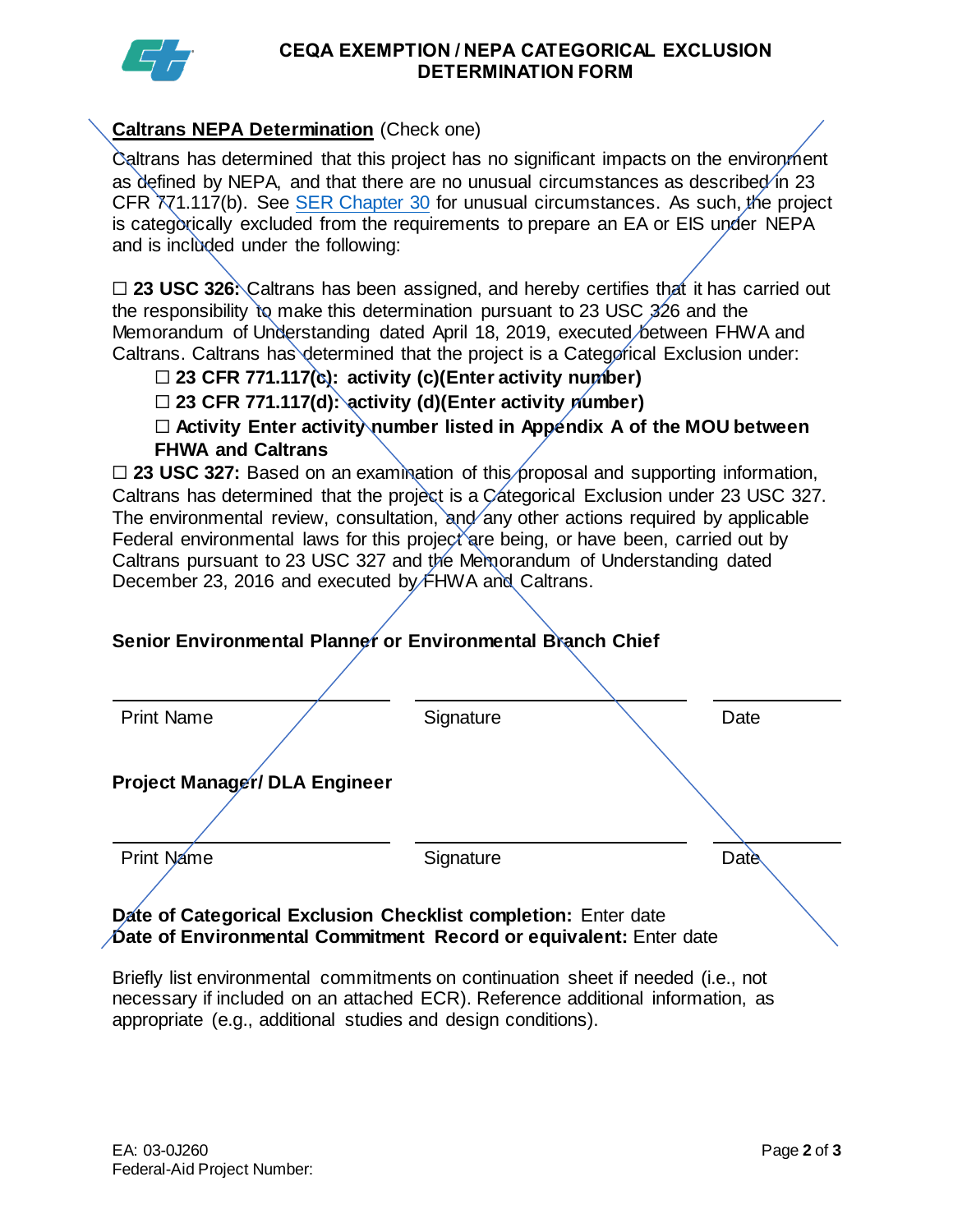**CEQA EXEMPTION / NEPA CATEGORICAL EXCLUSION DETERMINATION FORM**

**Caltrans NEPA Determination** (Check one)

Caltrans has determined that this project has no significant impacts on the environment as defined by NEPA, and that there are no unusual circumstances as described in 23 CFR 771.117(b). See SER Chapter 30 for unusual circumstances. As such, the project is categorically excluded from the requirements to prepare an EA or EIS under NEPA and is included under the following:

☐ **23 USC 326:** Caltrans has been assigned, and hereby certifies that it has carried out the responsibility to make this determination pursuant to 23 USC 326 and the Memorandum of Understanding dated April 18, 2019, executed between FHWA and Caltrans. Caltrans has determined that the project is a Categorical Exclusion under:

- ☐ **23 CFR 771.117(c): activity (c)(Enter activity number)**
- ☐ **23 CFR 771.117(d): activity (d)(Enter activity number)**
- ☐ **Activity Enter activity number listed in Appendix A of the MOU between FHWA and Caltrans**

☐ **23 USC 327:** Based on an examination of this proposal and supporting information, Caltrans has determined that the project is a Categorical Exclusion under 23 USC 327. The environmental review, consultation, and any other actions required by applicable Federal environmental laws for this project are being, or have been, carried out by Caltrans pursuant to 23 USC 327 and the Memorandum of Understanding dated December 23, 2016 and executed by FHWA and Caltrans.

**Senior Environmental Planner or Environmental Branch Chief**

| Print Name | Signature | Date |
|---|---|---|

**Project Manager/ DLA Engineer**

| Print Name | Signature | Date |
|---|---|---|

**Date of Categorical Exclusion Checklist completion:** Enter date
**Date of Environmental Commitment Record or equivalent:** Enter date

Briefly list environmental commitments on continuation sheet if needed (i.e., not necessary if included on an attached ECR). Reference additional information, as appropriate (e.g., additional studies and design conditions).

EA: 03-0J260
Federal-Aid Project Number: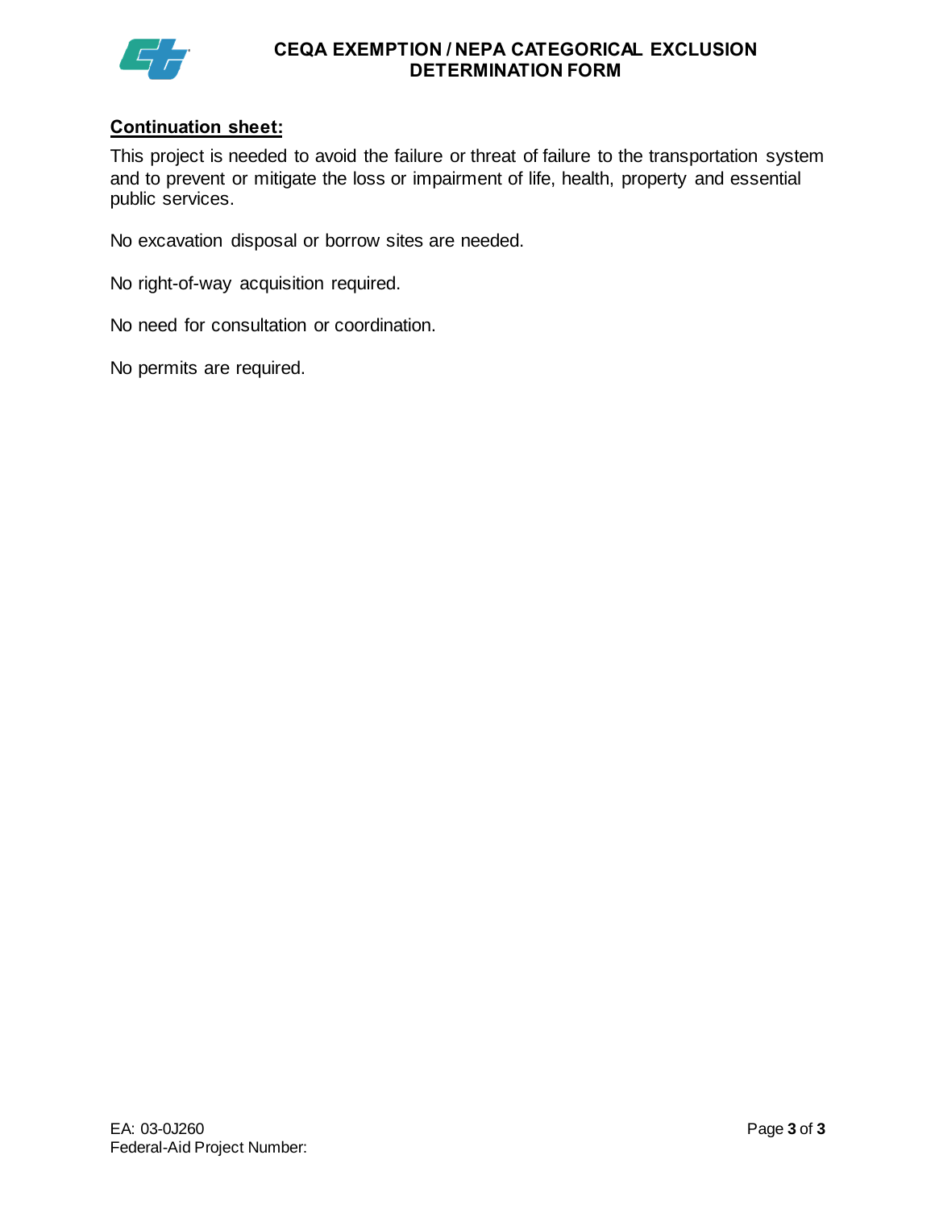**Continuation sheet:**

This project is needed to avoid the failure or threat of failure to the transportation system and to prevent or mitigate the loss or impairment of life, health, property and essential public services.

No excavation disposal or borrow sites are needed.

No right-of-way acquisition required.

No need for consultation or coordination.

No permits are required.